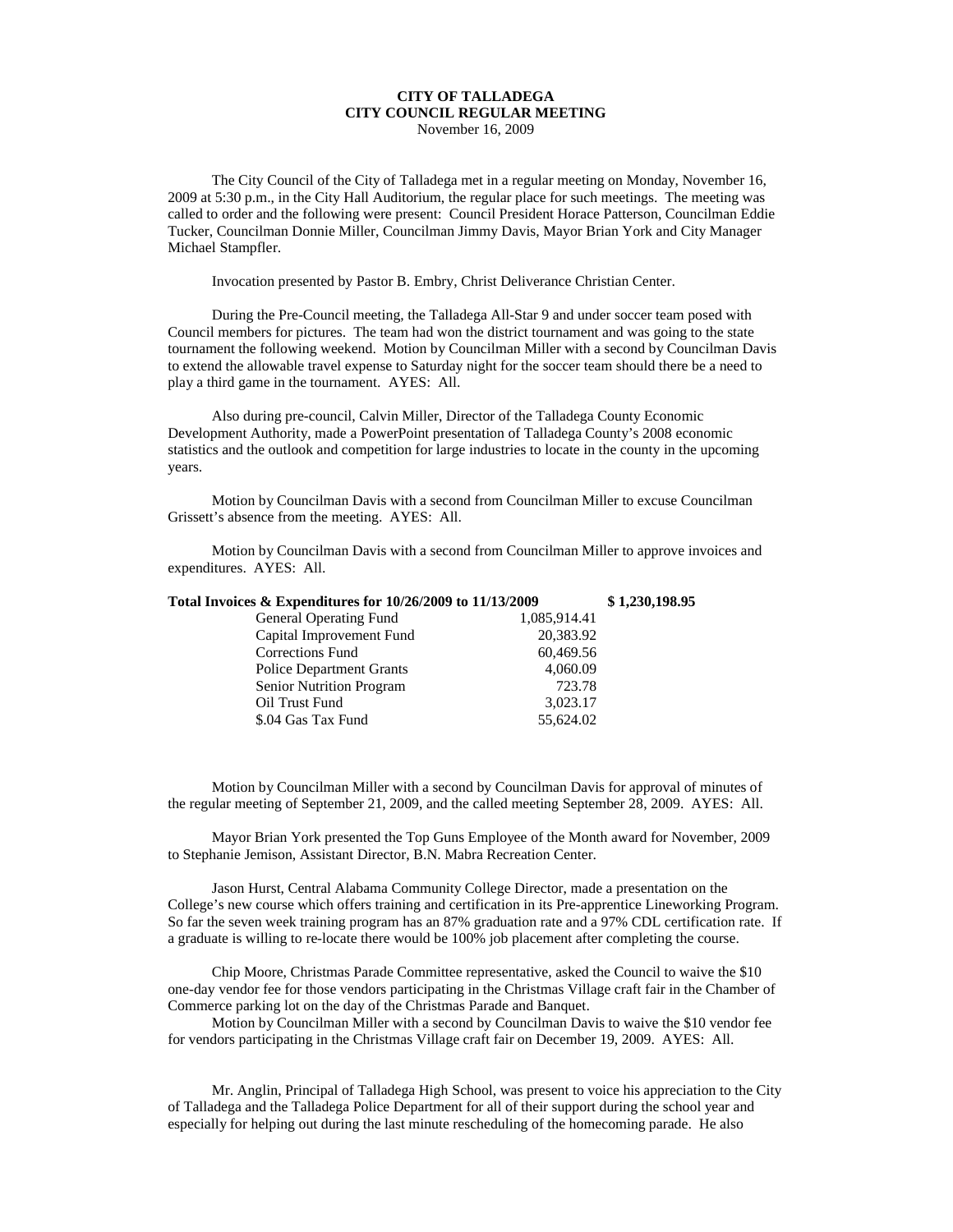**CITY OF TALLADEGA**
**CITY COUNCIL REGULAR MEETING**
November 16, 2009

The City Council of the City of Talladega met in a regular meeting on Monday, November 16, 2009 at 5:30 p.m., in the City Hall Auditorium, the regular place for such meetings. The meeting was called to order and the following were present: Council President Horace Patterson, Councilman Eddie Tucker, Councilman Donnie Miller, Councilman Jimmy Davis, Mayor Brian York and City Manager Michael Stampfler.

Invocation presented by Pastor B. Embry, Christ Deliverance Christian Center.

During the Pre-Council meeting, the Talladega All-Star 9 and under soccer team posed with Council members for pictures. The team had won the district tournament and was going to the state tournament the following weekend. Motion by Councilman Miller with a second by Councilman Davis to extend the allowable travel expense to Saturday night for the soccer team should there be a need to play a third game in the tournament. AYES: All.

Also during pre-council, Calvin Miller, Director of the Talladega County Economic Development Authority, made a PowerPoint presentation of Talladega County's 2008 economic statistics and the outlook and competition for large industries to locate in the county in the upcoming years.

Motion by Councilman Davis with a second from Councilman Miller to excuse Councilman Grissett's absence from the meeting. AYES: All.

Motion by Councilman Davis with a second from Councilman Miller to approve invoices and expenditures. AYES: All.

| **Total Invoices & Expenditures for 10/26/2009 to 11/13/2009** | | **$ 1,230,198.95** |
|---|---|---|
| General Operating Fund | 1,085,914.41 | |
| Capital Improvement Fund | 20,383.92 | |
| Corrections Fund | 60,469.56 | |
| Police Department Grants | 4,060.09 | |
| Senior Nutrition Program | 723.78 | |
| Oil Trust Fund | 3,023.17 | |
| $.04 Gas Tax Fund | 55,624.02 | |

Motion by Councilman Miller with a second by Councilman Davis for approval of minutes of the regular meeting of September 21, 2009, and the called meeting September 28, 2009. AYES: All.

Mayor Brian York presented the Top Guns Employee of the Month award for November, 2009 to Stephanie Jemison, Assistant Director, B.N. Mabra Recreation Center.

Jason Hurst, Central Alabama Community College Director, made a presentation on the College's new course which offers training and certification in its Pre-apprentice Lineworking Program. So far the seven week training program has an 87% graduation rate and a 97% CDL certification rate. If a graduate is willing to re-locate there would be 100% job placement after completing the course.

Chip Moore, Christmas Parade Committee representative, asked the Council to waive the $10 one-day vendor fee for those vendors participating in the Christmas Village craft fair in the Chamber of Commerce parking lot on the day of the Christmas Parade and Banquet.

Motion by Councilman Miller with a second by Councilman Davis to waive the $10 vendor fee for vendors participating in the Christmas Village craft fair on December 19, 2009. AYES: All.

Mr. Anglin, Principal of Talladega High School, was present to voice his appreciation to the City of Talladega and the Talladega Police Department for all of their support during the school year and especially for helping out during the last minute rescheduling of the homecoming parade. He also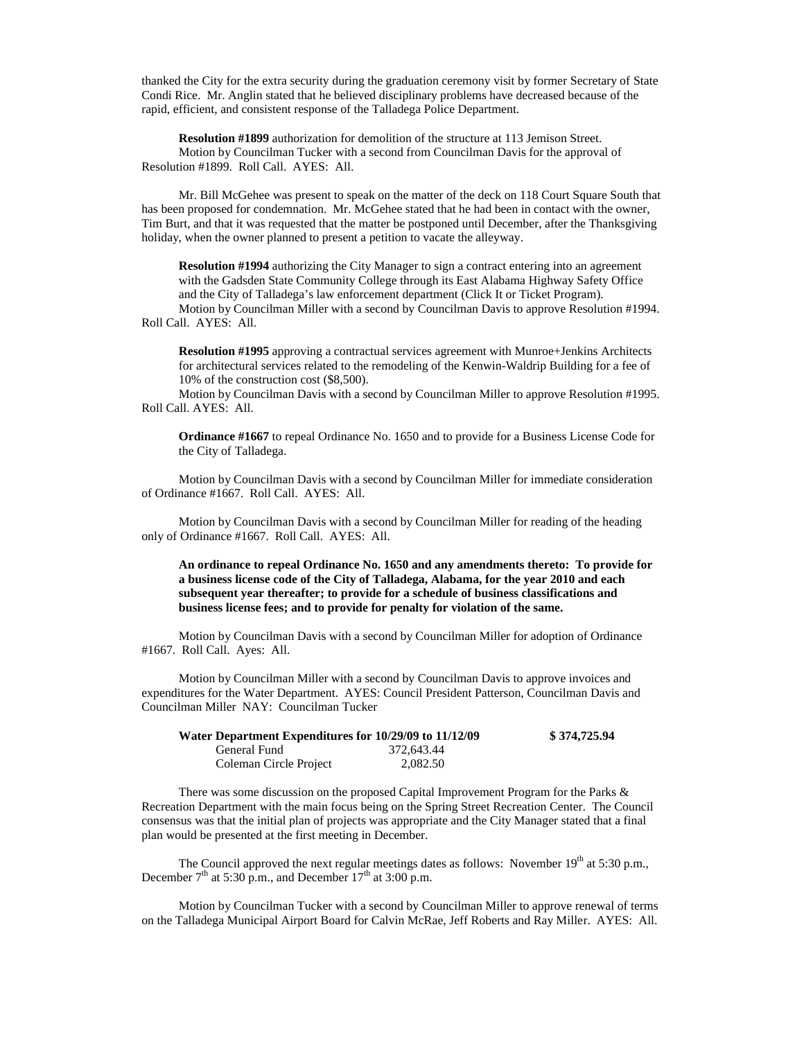thanked the City for the extra security during the graduation ceremony visit by former Secretary of State Condi Rice. Mr. Anglin stated that he believed disciplinary problems have decreased because of the rapid, efficient, and consistent response of the Talladega Police Department.

**Resolution #1899** authorization for demolition of the structure at 113 Jemison Street.
Motion by Councilman Tucker with a second from Councilman Davis for the approval of Resolution #1899. Roll Call. AYES: All.

Mr. Bill McGehee was present to speak on the matter of the deck on 118 Court Square South that has been proposed for condemnation. Mr. McGehee stated that he had been in contact with the owner, Tim Burt, and that it was requested that the matter be postponed until December, after the Thanksgiving holiday, when the owner planned to present a petition to vacate the alleyway.

**Resolution #1994** authorizing the City Manager to sign a contract entering into an agreement with the Gadsden State Community College through its East Alabama Highway Safety Office and the City of Talladega's law enforcement department (Click It or Ticket Program).
Motion by Councilman Miller with a second by Councilman Davis to approve Resolution #1994. Roll Call. AYES: All.

**Resolution #1995** approving a contractual services agreement with Munroe+Jenkins Architects for architectural services related to the remodeling of the Kenwin-Waldrip Building for a fee of 10% of the construction cost ($8,500).
Motion by Councilman Davis with a second by Councilman Miller to approve Resolution #1995. Roll Call. AYES: All.

**Ordinance #1667** to repeal Ordinance No. 1650 and to provide for a Business License Code for the City of Talladega.

Motion by Councilman Davis with a second by Councilman Miller for immediate consideration of Ordinance #1667. Roll Call. AYES: All.

Motion by Councilman Davis with a second by Councilman Miller for reading of the heading only of Ordinance #1667. Roll Call. AYES: All.

**An ordinance to repeal Ordinance No. 1650 and any amendments thereto: To provide for a business license code of the City of Talladega, Alabama, for the year 2010 and each subsequent year thereafter; to provide for a schedule of business classifications and business license fees; and to provide for penalty for violation of the same.**

Motion by Councilman Davis with a second by Councilman Miller for adoption of Ordinance #1667. Roll Call. Ayes: All.

Motion by Councilman Miller with a second by Councilman Davis to approve invoices and expenditures for the Water Department. AYES: Council President Patterson, Councilman Davis and Councilman Miller NAY: Councilman Tucker

| **Water Department Expenditures for 10/29/09 to 11/12/09** | | **$ 374,725.94** |
|---|---|---|
| General Fund | 372,643.44 | |
| Coleman Circle Project | 2,082.50 | |

There was some discussion on the proposed Capital Improvement Program for the Parks & Recreation Department with the main focus being on the Spring Street Recreation Center. The Council consensus was that the initial plan of projects was appropriate and the City Manager stated that a final plan would be presented at the first meeting in December.

The Council approved the next regular meetings dates as follows: November 19th at 5:30 p.m., December 7th at 5:30 p.m., and December 17th at 3:00 p.m.

Motion by Councilman Tucker with a second by Councilman Miller to approve renewal of terms on the Talladega Municipal Airport Board for Calvin McRae, Jeff Roberts and Ray Miller. AYES: All.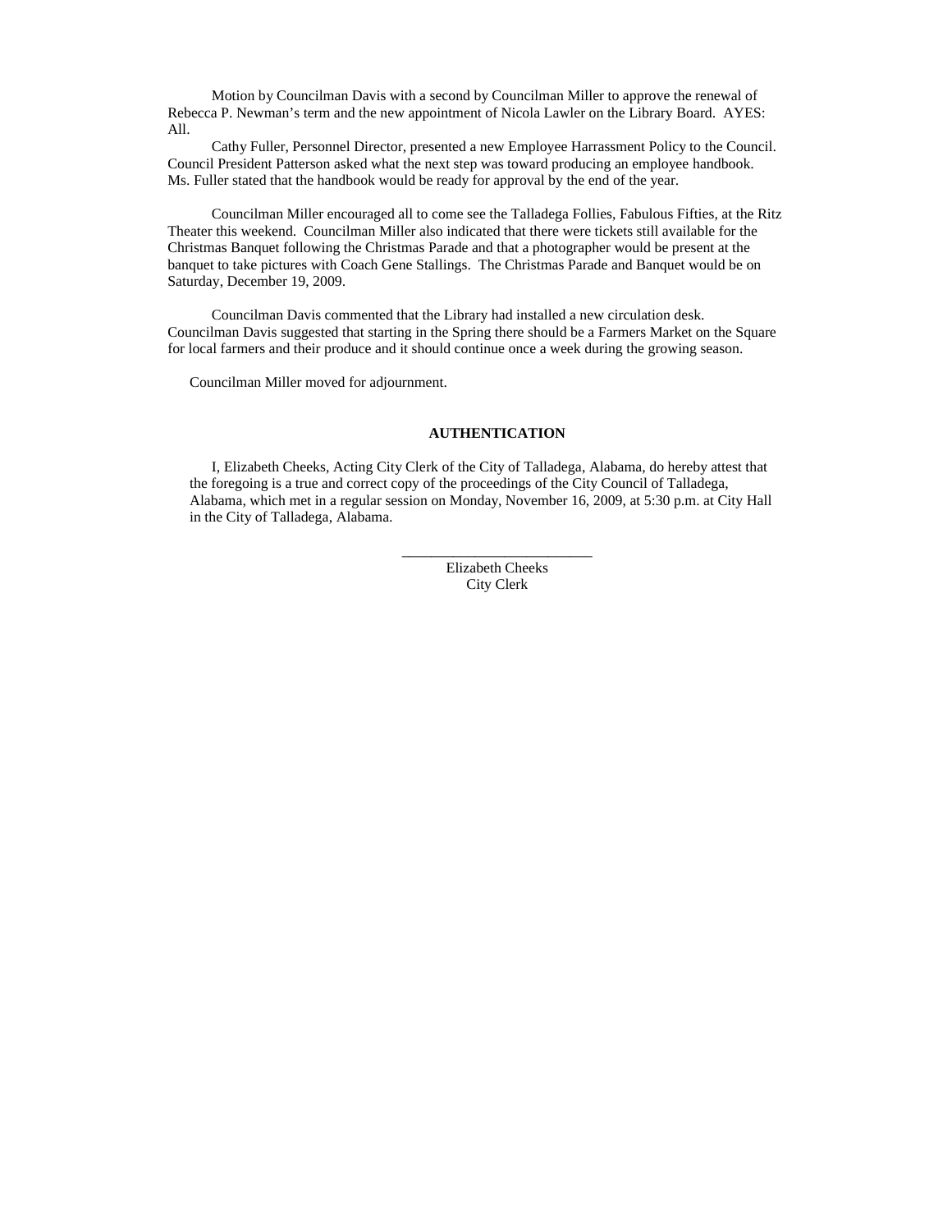Motion by Councilman Davis with a second by Councilman Miller to approve the renewal of Rebecca P. Newman's term and the new appointment of Nicola Lawler on the Library Board. AYES: All.

Cathy Fuller, Personnel Director, presented a new Employee Harrassment Policy to the Council. Council President Patterson asked what the next step was toward producing an employee handbook. Ms. Fuller stated that the handbook would be ready for approval by the end of the year.

Councilman Miller encouraged all to come see the Talladega Follies, Fabulous Fifties, at the Ritz Theater this weekend. Councilman Miller also indicated that there were tickets still available for the Christmas Banquet following the Christmas Parade and that a photographer would be present at the banquet to take pictures with Coach Gene Stallings. The Christmas Parade and Banquet would be on Saturday, December 19, 2009.

Councilman Davis commented that the Library had installed a new circulation desk. Councilman Davis suggested that starting in the Spring there should be a Farmers Market on the Square for local farmers and their produce and it should continue once a week during the growing season.

Councilman Miller moved for adjournment.

**AUTHENTICATION**

I, Elizabeth Cheeks, Acting City Clerk of the City of Talladega, Alabama, do hereby attest that the foregoing is a true and correct copy of the proceedings of the City Council of Talladega, Alabama, which met in a regular session on Monday, November 16, 2009, at 5:30 p.m. at City Hall in the City of Talladega, Alabama.

\_\_\_\_\_\_\_\_\_\_\_\_\_\_\_\_\_\_\_\_\_\_\_\_\_\_

Elizabeth Cheeks
City Clerk